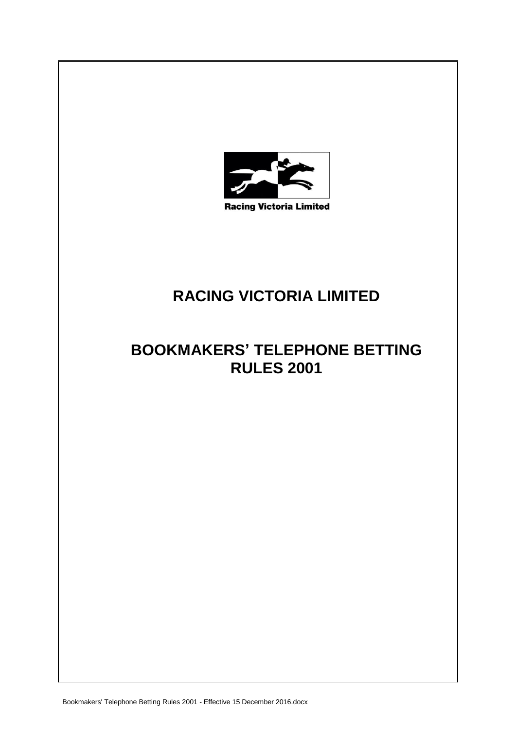Racing Victoria Limited

# RACING VICTORIA LIMITED

# BOOKMAKERS' TELEPHONE BETTING RULES 2001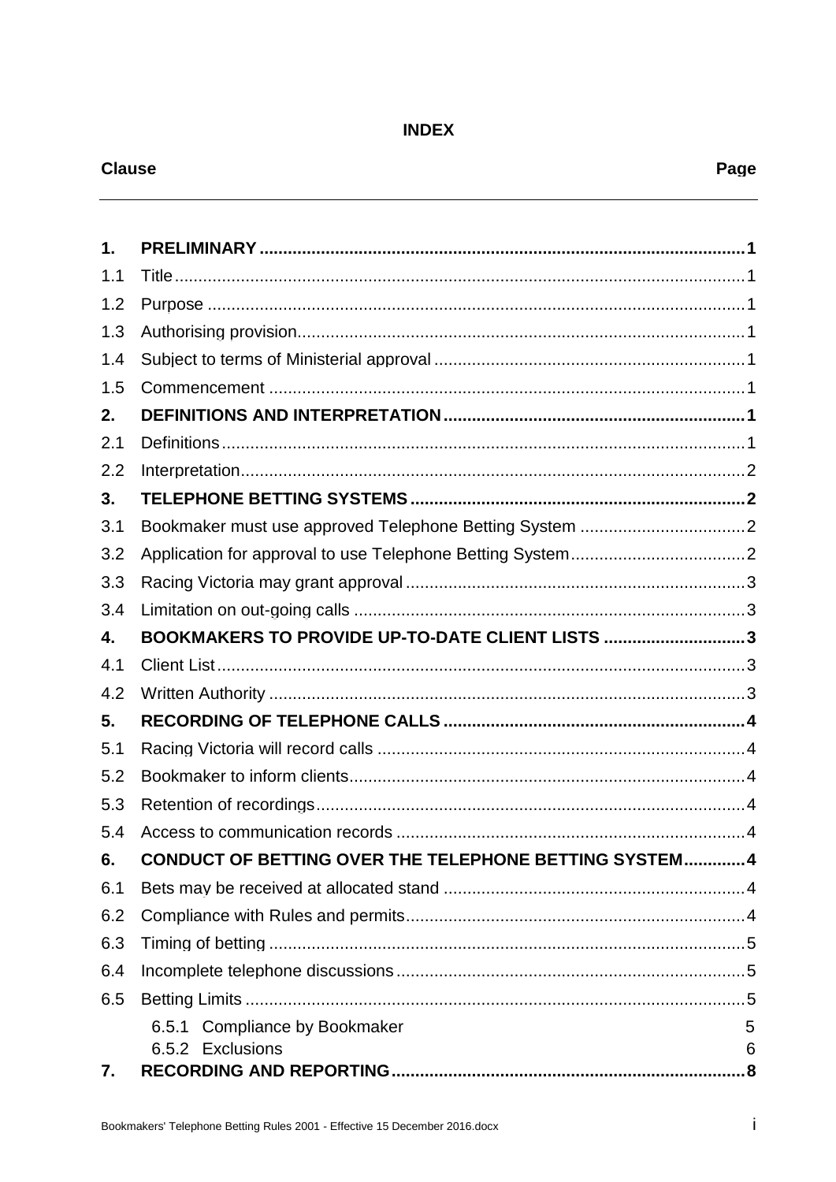**INDEX**

| Clause | | Page |
|---|---|---|
| **1.** | **PRELIMINARY** | **1** |
| 1.1 | Title | 1 |
| 1.2 | Purpose | 1 |
| 1.3 | Authorising provision | 1 |
| 1.4 | Subject to terms of Ministerial approval | 1 |
| 1.5 | Commencement | 1 |
| **2.** | **DEFINITIONS AND INTERPRETATION** | **1** |
| 2.1 | Definitions | 1 |
| 2.2 | Interpretation | 2 |
| **3.** | **TELEPHONE BETTING SYSTEMS** | **2** |
| 3.1 | Bookmaker must use approved Telephone Betting System | 2 |
| 3.2 | Application for approval to use Telephone Betting System | 2 |
| 3.3 | Racing Victoria may grant approval | 3 |
| 3.4 | Limitation on out-going calls | 3 |
| **4.** | **BOOKMAKERS TO PROVIDE UP-TO-DATE CLIENT LISTS** | **3** |
| 4.1 | Client List | 3 |
| 4.2 | Written Authority | 3 |
| **5.** | **RECORDING OF TELEPHONE CALLS** | **4** |
| 5.1 | Racing Victoria will record calls | 4 |
| 5.2 | Bookmaker to inform clients | 4 |
| 5.3 | Retention of recordings | 4 |
| 5.4 | Access to communication records | 4 |
| **6.** | **CONDUCT OF BETTING OVER THE TELEPHONE BETTING SYSTEM** | **4** |
| 6.1 | Bets may be received at allocated stand | 4 |
| 6.2 | Compliance with Rules and permits | 4 |
| 6.3 | Timing of betting | 5 |
| 6.4 | Incomplete telephone discussions | 5 |
| 6.5 | Betting Limits | 5 |
| | 6.5.1 Compliance by Bookmaker | 5 |
| | 6.5.2 Exclusions | 6 |
| **7.** | **RECORDING AND REPORTING** | **8** |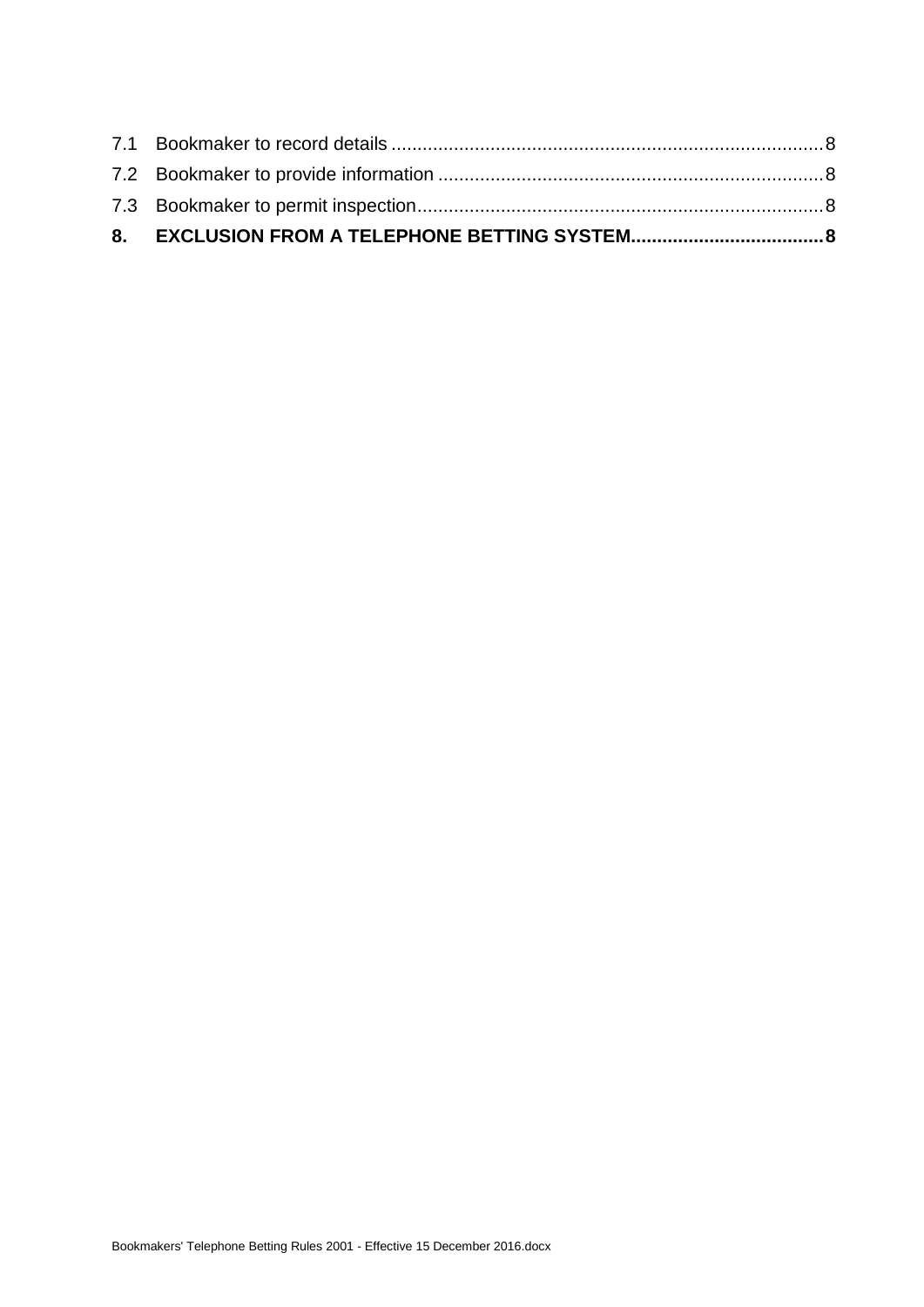7.1 Bookmaker to record details .................................................................................. 8

7.2 Bookmaker to provide information .......................................................................... 8

7.3 Bookmaker to permit inspection............................................................................. 8

**8. EXCLUSION FROM A TELEPHONE BETTING SYSTEM..................................... 8**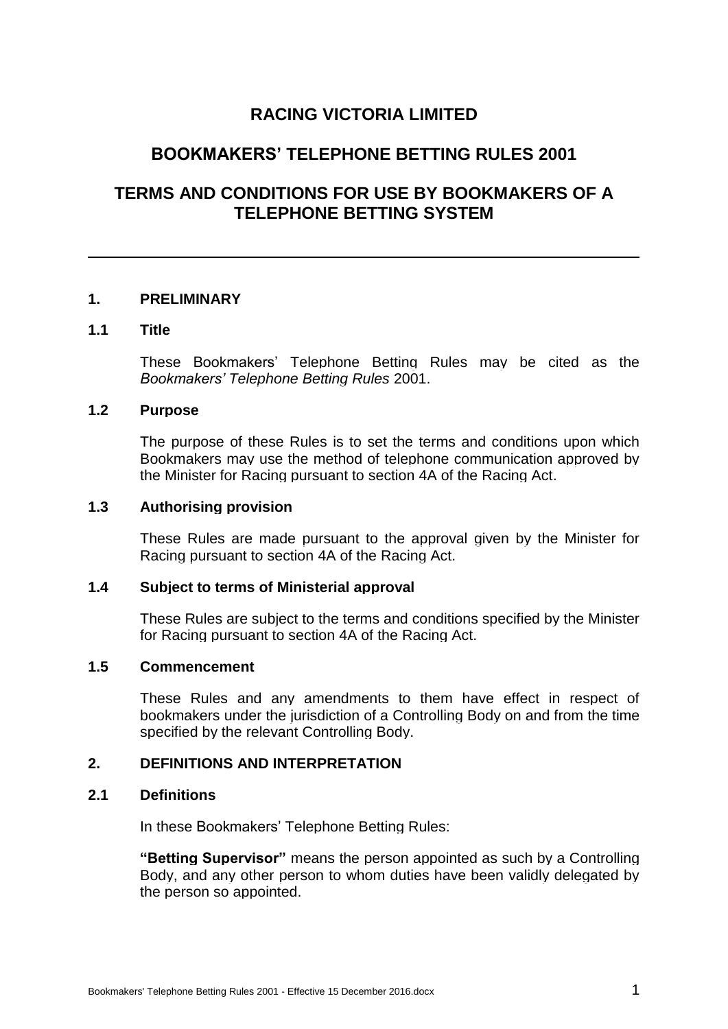# RACING VICTORIA LIMITED

## BOOKMAKERS' TELEPHONE BETTING RULES 2001

## TERMS AND CONDITIONS FOR USE BY BOOKMAKERS OF A TELEPHONE BETTING SYSTEM

---

### 1. PRELIMINARY

#### 1.1 Title

These Bookmakers' Telephone Betting Rules may be cited as the *Bookmakers' Telephone Betting Rules* 2001.

#### 1.2 Purpose

The purpose of these Rules is to set the terms and conditions upon which Bookmakers may use the method of telephone communication approved by the Minister for Racing pursuant to section 4A of the Racing Act.

#### 1.3 Authorising provision

These Rules are made pursuant to the approval given by the Minister for Racing pursuant to section 4A of the Racing Act.

#### 1.4 Subject to terms of Ministerial approval

These Rules are subject to the terms and conditions specified by the Minister for Racing pursuant to section 4A of the Racing Act.

#### 1.5 Commencement

These Rules and any amendments to them have effect in respect of bookmakers under the jurisdiction of a Controlling Body on and from the time specified by the relevant Controlling Body.

### 2. DEFINITIONS AND INTERPRETATION

#### 2.1 Definitions

In these Bookmakers' Telephone Betting Rules:

**"Betting Supervisor"** means the person appointed as such by a Controlling Body, and any other person to whom duties have been validly delegated by the person so appointed.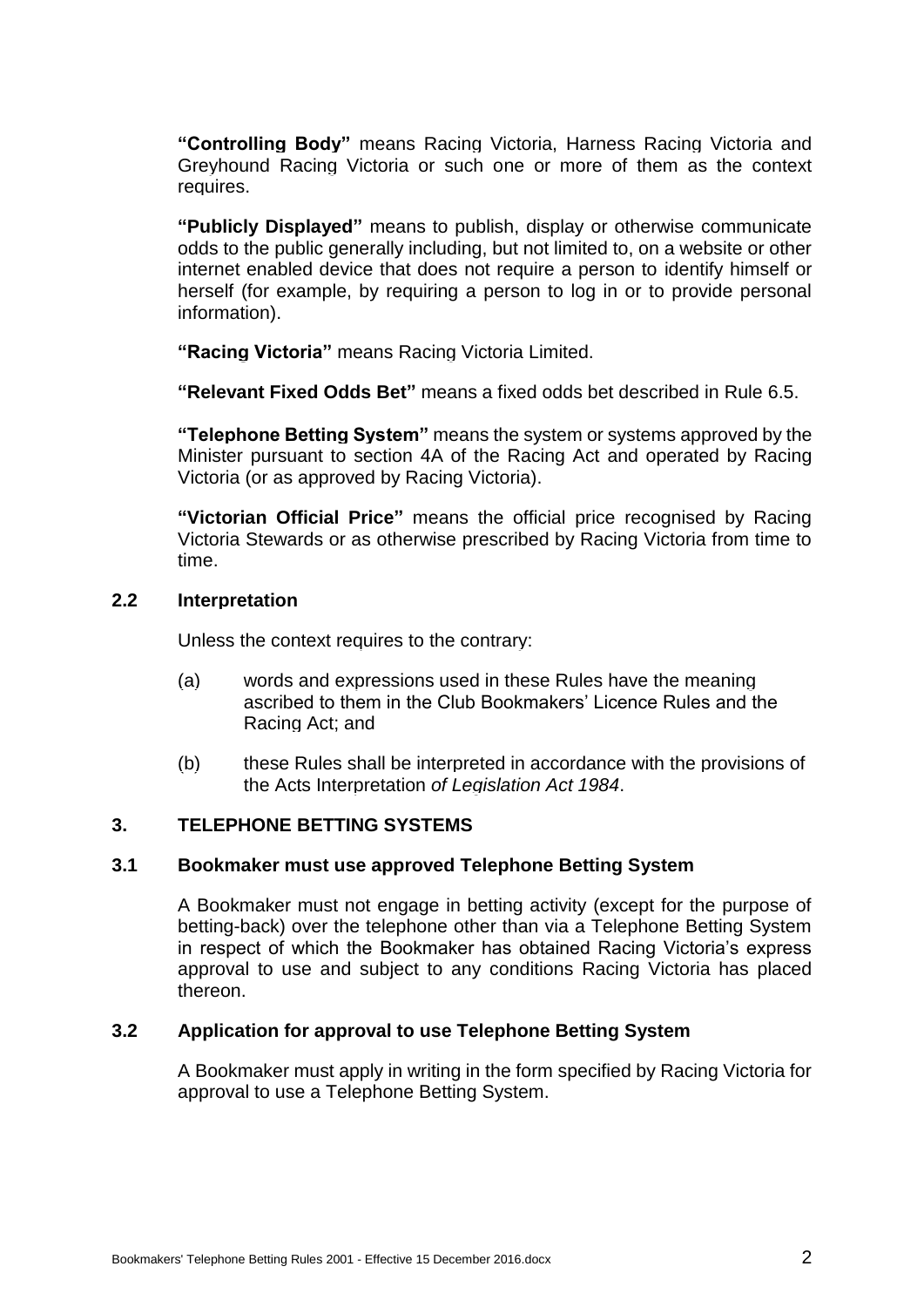**"Controlling Body"** means Racing Victoria, Harness Racing Victoria and Greyhound Racing Victoria or such one or more of them as the context requires.

**"Publicly Displayed"** means to publish, display or otherwise communicate odds to the public generally including, but not limited to, on a website or other internet enabled device that does not require a person to identify himself or herself (for example, by requiring a person to log in or to provide personal information).

**"Racing Victoria"** means Racing Victoria Limited.

**"Relevant Fixed Odds Bet"** means a fixed odds bet described in Rule 6.5.

**"Telephone Betting System"** means the system or systems approved by the Minister pursuant to section 4A of the Racing Act and operated by Racing Victoria (or as approved by Racing Victoria).

**"Victorian Official Price"** means the official price recognised by Racing Victoria Stewards or as otherwise prescribed by Racing Victoria from time to time.

### 2.2 Interpretation

Unless the context requires to the contrary:

(a) words and expressions used in these Rules have the meaning ascribed to them in the Club Bookmakers' Licence Rules and the Racing Act; and

(b) these Rules shall be interpreted in accordance with the provisions of the Acts Interpretation *of Legislation Act 1984*.

## 3. TELEPHONE BETTING SYSTEMS

### 3.1 Bookmaker must use approved Telephone Betting System

A Bookmaker must not engage in betting activity (except for the purpose of betting-back) over the telephone other than via a Telephone Betting System in respect of which the Bookmaker has obtained Racing Victoria's express approval to use and subject to any conditions Racing Victoria has placed thereon.

### 3.2 Application for approval to use Telephone Betting System

A Bookmaker must apply in writing in the form specified by Racing Victoria for approval to use a Telephone Betting System.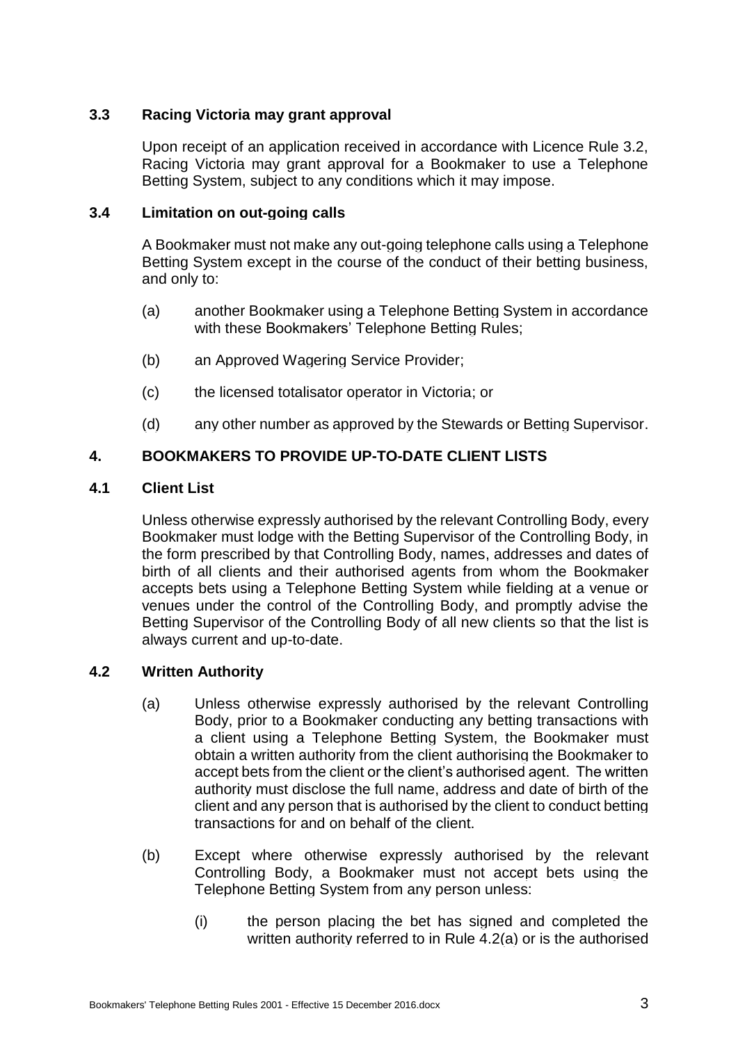### 3.3 Racing Victoria may grant approval

Upon receipt of an application received in accordance with Licence Rule 3.2, Racing Victoria may grant approval for a Bookmaker to use a Telephone Betting System, subject to any conditions which it may impose.

### 3.4 Limitation on out-going calls

A Bookmaker must not make any out-going telephone calls using a Telephone Betting System except in the course of the conduct of their betting business, and only to:

(a) another Bookmaker using a Telephone Betting System in accordance with these Bookmakers' Telephone Betting Rules;

(b) an Approved Wagering Service Provider;

(c) the licensed totalisator operator in Victoria; or

(d) any other number as approved by the Stewards or Betting Supervisor.

## 4. BOOKMAKERS TO PROVIDE UP-TO-DATE CLIENT LISTS

### 4.1 Client List

Unless otherwise expressly authorised by the relevant Controlling Body, every Bookmaker must lodge with the Betting Supervisor of the Controlling Body, in the form prescribed by that Controlling Body, names, addresses and dates of birth of all clients and their authorised agents from whom the Bookmaker accepts bets using a Telephone Betting System while fielding at a venue or venues under the control of the Controlling Body, and promptly advise the Betting Supervisor of the Controlling Body of all new clients so that the list is always current and up-to-date.

### 4.2 Written Authority

(a) Unless otherwise expressly authorised by the relevant Controlling Body, prior to a Bookmaker conducting any betting transactions with a client using a Telephone Betting System, the Bookmaker must obtain a written authority from the client authorising the Bookmaker to accept bets from the client or the client's authorised agent. The written authority must disclose the full name, address and date of birth of the client and any person that is authorised by the client to conduct betting transactions for and on behalf of the client.

(b) Except where otherwise expressly authorised by the relevant Controlling Body, a Bookmaker must not accept bets using the Telephone Betting System from any person unless:

(i) the person placing the bet has signed and completed the written authority referred to in Rule 4.2(a) or is the authorised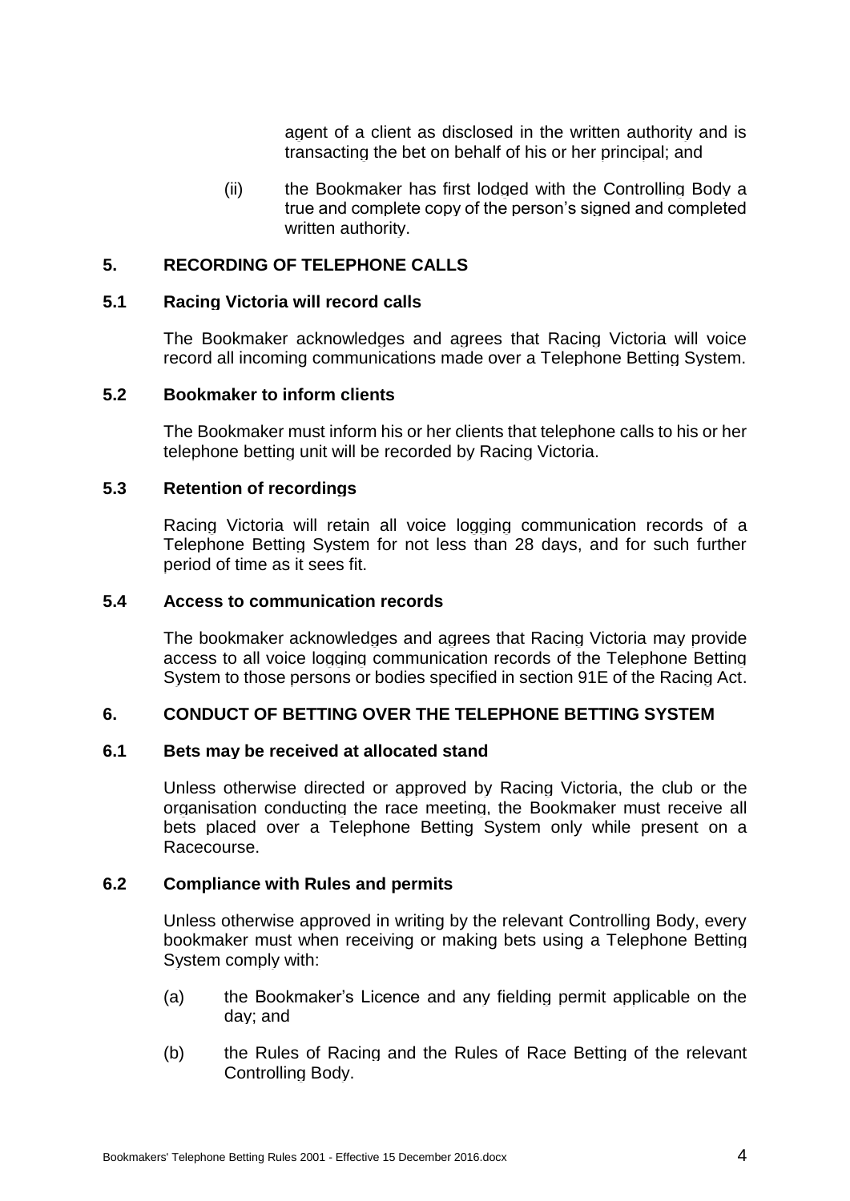agent of a client as disclosed in the written authority and is transacting the bet on behalf of his or her principal; and

(ii) the Bookmaker has first lodged with the Controlling Body a true and complete copy of the person's signed and completed written authority.

## 5. RECORDING OF TELEPHONE CALLS

### 5.1 Racing Victoria will record calls

The Bookmaker acknowledges and agrees that Racing Victoria will voice record all incoming communications made over a Telephone Betting System.

### 5.2 Bookmaker to inform clients

The Bookmaker must inform his or her clients that telephone calls to his or her telephone betting unit will be recorded by Racing Victoria.

### 5.3 Retention of recordings

Racing Victoria will retain all voice logging communication records of a Telephone Betting System for not less than 28 days, and for such further period of time as it sees fit.

### 5.4 Access to communication records

The bookmaker acknowledges and agrees that Racing Victoria may provide access to all voice logging communication records of the Telephone Betting System to those persons or bodies specified in section 91E of the Racing Act.

## 6. CONDUCT OF BETTING OVER THE TELEPHONE BETTING SYSTEM

### 6.1 Bets may be received at allocated stand

Unless otherwise directed or approved by Racing Victoria, the club or the organisation conducting the race meeting, the Bookmaker must receive all bets placed over a Telephone Betting System only while present on a Racecourse.

### 6.2 Compliance with Rules and permits

Unless otherwise approved in writing by the relevant Controlling Body, every bookmaker must when receiving or making bets using a Telephone Betting System comply with:

(a) the Bookmaker's Licence and any fielding permit applicable on the day; and

(b) the Rules of Racing and the Rules of Race Betting of the relevant Controlling Body.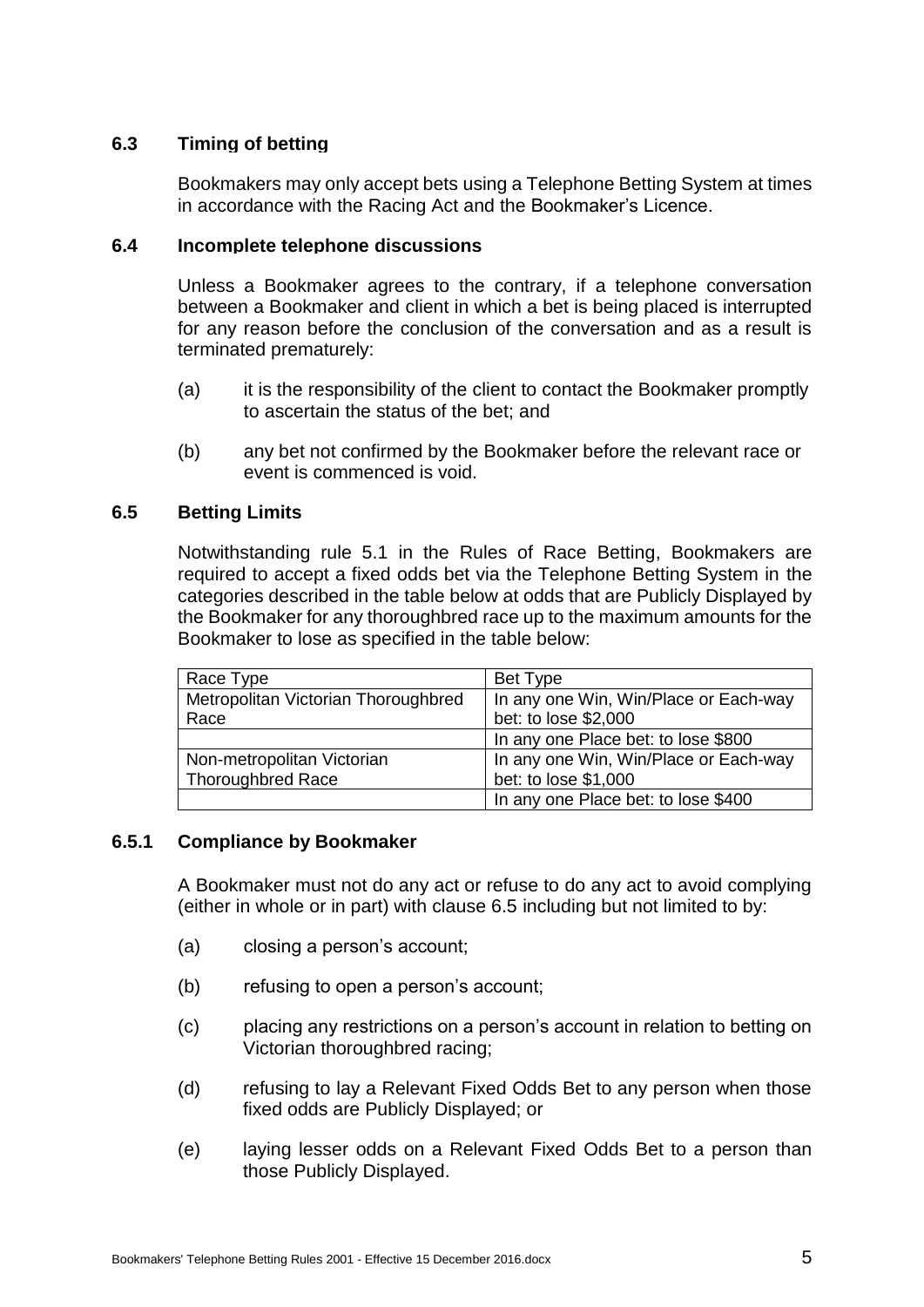### 6.3 Timing of betting

Bookmakers may only accept bets using a Telephone Betting System at times in accordance with the Racing Act and the Bookmaker's Licence.

### 6.4 Incomplete telephone discussions

Unless a Bookmaker agrees to the contrary, if a telephone conversation between a Bookmaker and client in which a bet is being placed is interrupted for any reason before the conclusion of the conversation and as a result is terminated prematurely:

(a) it is the responsibility of the client to contact the Bookmaker promptly to ascertain the status of the bet; and

(b) any bet not confirmed by the Bookmaker before the relevant race or event is commenced is void.

### 6.5 Betting Limits

Notwithstanding rule 5.1 in the Rules of Race Betting, Bookmakers are required to accept a fixed odds bet via the Telephone Betting System in the categories described in the table below at odds that are Publicly Displayed by the Bookmaker for any thoroughbred race up to the maximum amounts for the Bookmaker to lose as specified in the table below:

| Race Type | Bet Type |
|---|---|
| Metropolitan Victorian Thoroughbred Race | In any one Win, Win/Place or Each-way bet: to lose $2,000 |
| | In any one Place bet: to lose $800 |
| Non-metropolitan Victorian Thoroughbred Race | In any one Win, Win/Place or Each-way bet: to lose $1,000 |
| | In any one Place bet: to lose $400 |

### 6.5.1 Compliance by Bookmaker

A Bookmaker must not do any act or refuse to do any act to avoid complying (either in whole or in part) with clause 6.5 including but not limited to by:

(a) closing a person's account;

(b) refusing to open a person's account;

(c) placing any restrictions on a person's account in relation to betting on Victorian thoroughbred racing;

(d) refusing to lay a Relevant Fixed Odds Bet to any person when those fixed odds are Publicly Displayed; or

(e) laying lesser odds on a Relevant Fixed Odds Bet to a person than those Publicly Displayed.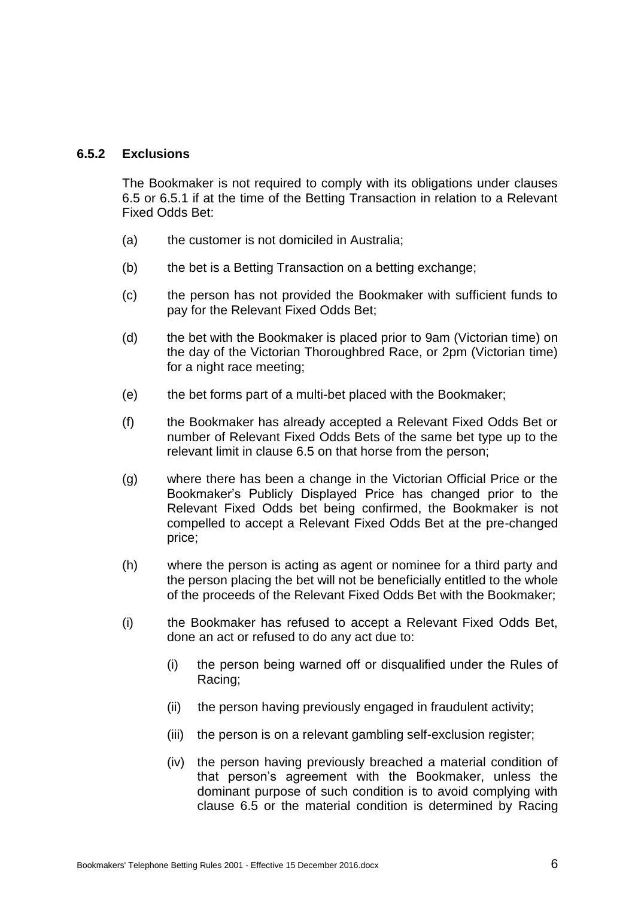### 6.5.2 Exclusions

The Bookmaker is not required to comply with its obligations under clauses 6.5 or 6.5.1 if at the time of the Betting Transaction in relation to a Relevant Fixed Odds Bet:

(a) the customer is not domiciled in Australia;

(b) the bet is a Betting Transaction on a betting exchange;

(c) the person has not provided the Bookmaker with sufficient funds to pay for the Relevant Fixed Odds Bet;

(d) the bet with the Bookmaker is placed prior to 9am (Victorian time) on the day of the Victorian Thoroughbred Race, or 2pm (Victorian time) for a night race meeting;

(e) the bet forms part of a multi-bet placed with the Bookmaker;

(f) the Bookmaker has already accepted a Relevant Fixed Odds Bet or number of Relevant Fixed Odds Bets of the same bet type up to the relevant limit in clause 6.5 on that horse from the person;

(g) where there has been a change in the Victorian Official Price or the Bookmaker's Publicly Displayed Price has changed prior to the Relevant Fixed Odds bet being confirmed, the Bookmaker is not compelled to accept a Relevant Fixed Odds Bet at the pre-changed price;

(h) where the person is acting as agent or nominee for a third party and the person placing the bet will not be beneficially entitled to the whole of the proceeds of the Relevant Fixed Odds Bet with the Bookmaker;

(i) the Bookmaker has refused to accept a Relevant Fixed Odds Bet, done an act or refused to do any act due to:

   (i) the person being warned off or disqualified under the Rules of Racing;

   (ii) the person having previously engaged in fraudulent activity;

   (iii) the person is on a relevant gambling self-exclusion register;

   (iv) the person having previously breached a material condition of that person's agreement with the Bookmaker, unless the dominant purpose of such condition is to avoid complying with clause 6.5 or the material condition is determined by Racing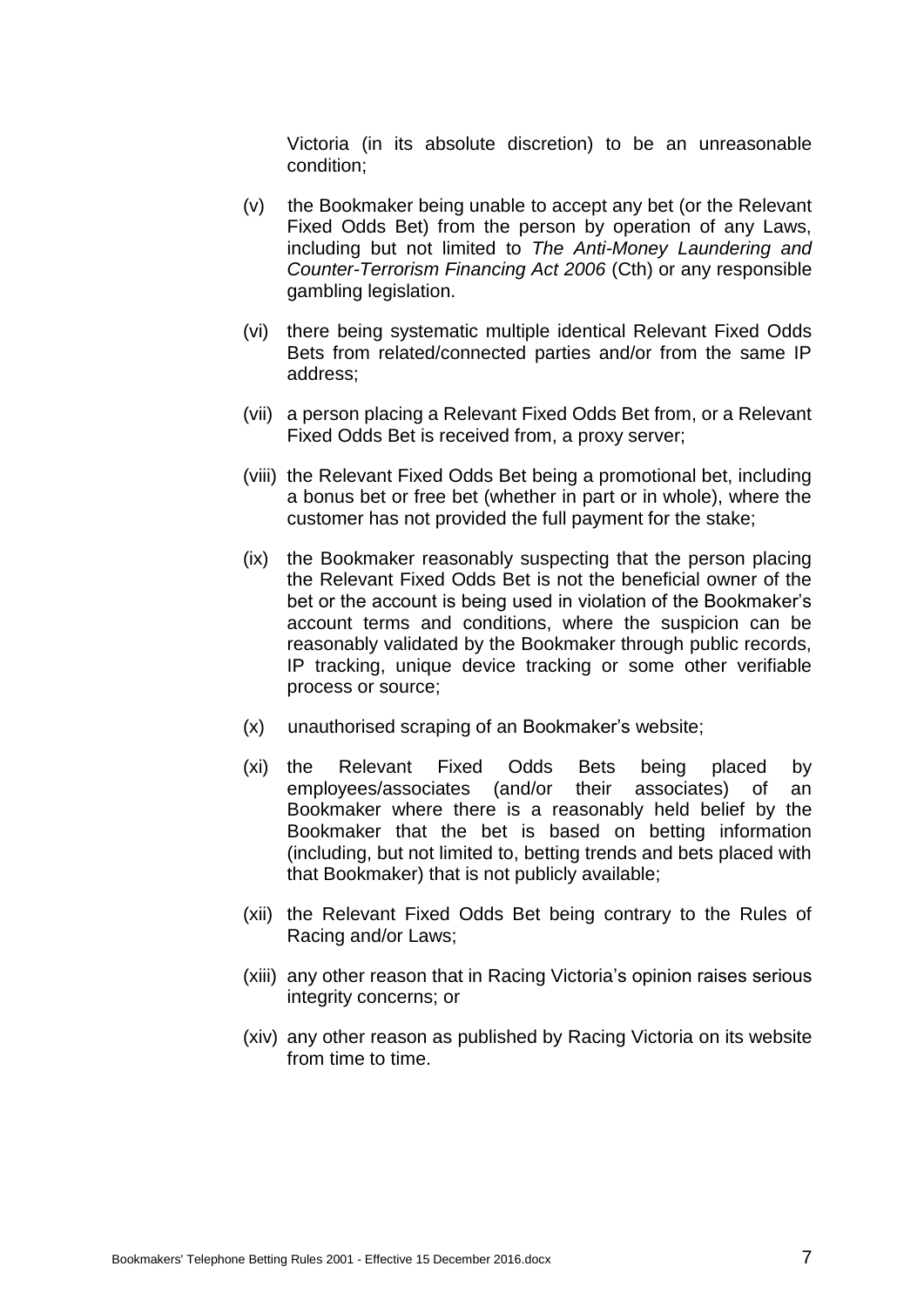Victoria (in its absolute discretion) to be an unreasonable condition;

(v) the Bookmaker being unable to accept any bet (or the Relevant Fixed Odds Bet) from the person by operation of any Laws, including but not limited to *The Anti-Money Laundering and Counter-Terrorism Financing Act 2006* (Cth) or any responsible gambling legislation.

(vi) there being systematic multiple identical Relevant Fixed Odds Bets from related/connected parties and/or from the same IP address;

(vii) a person placing a Relevant Fixed Odds Bet from, or a Relevant Fixed Odds Bet is received from, a proxy server;

(viii) the Relevant Fixed Odds Bet being a promotional bet, including a bonus bet or free bet (whether in part or in whole), where the customer has not provided the full payment for the stake;

(ix) the Bookmaker reasonably suspecting that the person placing the Relevant Fixed Odds Bet is not the beneficial owner of the bet or the account is being used in violation of the Bookmaker's account terms and conditions, where the suspicion can be reasonably validated by the Bookmaker through public records, IP tracking, unique device tracking or some other verifiable process or source;

(x) unauthorised scraping of an Bookmaker's website;

(xi) the Relevant Fixed Odds Bets being placed by employees/associates (and/or their associates) of an Bookmaker where there is a reasonably held belief by the Bookmaker that the bet is based on betting information (including, but not limited to, betting trends and bets placed with that Bookmaker) that is not publicly available;

(xii) the Relevant Fixed Odds Bet being contrary to the Rules of Racing and/or Laws;

(xiii) any other reason that in Racing Victoria's opinion raises serious integrity concerns; or

(xiv) any other reason as published by Racing Victoria on its website from time to time.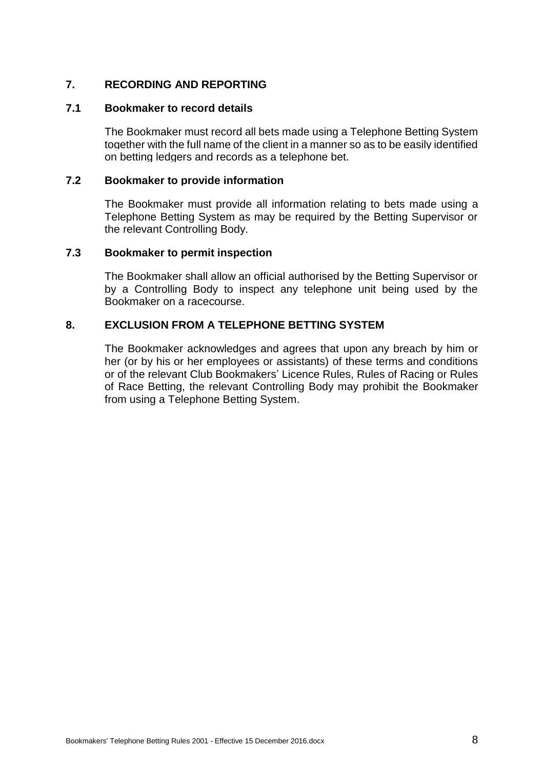## 7. RECORDING AND REPORTING

### 7.1 Bookmaker to record details

The Bookmaker must record all bets made using a Telephone Betting System together with the full name of the client in a manner so as to be easily identified on betting ledgers and records as a telephone bet.

### 7.2 Bookmaker to provide information

The Bookmaker must provide all information relating to bets made using a Telephone Betting System as may be required by the Betting Supervisor or the relevant Controlling Body.

### 7.3 Bookmaker to permit inspection

The Bookmaker shall allow an official authorised by the Betting Supervisor or by a Controlling Body to inspect any telephone unit being used by the Bookmaker on a racecourse.

## 8. EXCLUSION FROM A TELEPHONE BETTING SYSTEM

The Bookmaker acknowledges and agrees that upon any breach by him or her (or by his or her employees or assistants) of these terms and conditions or of the relevant Club Bookmakers' Licence Rules, Rules of Racing or Rules of Race Betting, the relevant Controlling Body may prohibit the Bookmaker from using a Telephone Betting System.